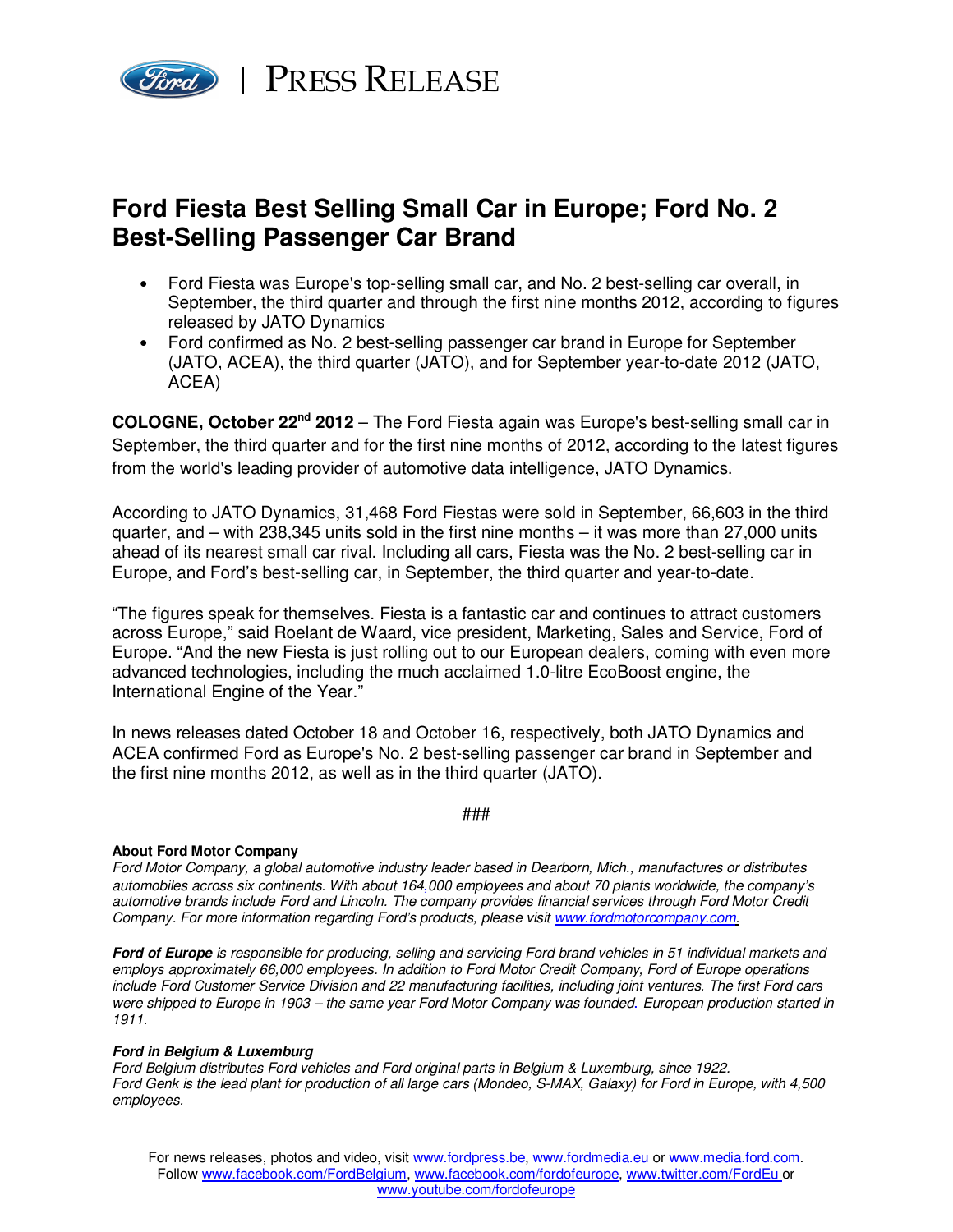PRESS RELEASE

# Ford Fiesta Best Selling Small Car in Europe; Ford No. 2 Best-Selling Passenger Car Brand

- Ford Fiesta was Europe's top-selling small car, and No. 2 best-selling car overall, in September, the third quarter and through the first nine months 2012, according to figures released by JATO Dynamics
- Ford confirmed as No. 2 best-selling passenger car brand in Europe for September (JATO, ACEA), the third quarter (JATO), and for September year-to-date 2012 (JATO, ACEA)

**COLOGNE, October 22nd 2012** – The Ford Fiesta again was Europe's best-selling small car in September, the third quarter and for the first nine months of 2012, according to the latest figures from the world's leading provider of automotive data intelligence, JATO Dynamics.

According to JATO Dynamics, 31,468 Ford Fiestas were sold in September, 66,603 in the third quarter, and – with 238,345 units sold in the first nine months – it was more than 27,000 units ahead of its nearest small car rival. Including all cars, Fiesta was the No. 2 best-selling car in Europe, and Ford's best-selling car, in September, the third quarter and year-to-date.

"The figures speak for themselves. Fiesta is a fantastic car and continues to attract customers across Europe," said Roelant de Waard, vice president, Marketing, Sales and Service, Ford of Europe. "And the new Fiesta is just rolling out to our European dealers, coming with even more advanced technologies, including the much acclaimed 1.0-litre EcoBoost engine, the International Engine of the Year."

In news releases dated October 18 and October 16, respectively, both JATO Dynamics and ACEA confirmed Ford as Europe's No. 2 best-selling passenger car brand in September and the first nine months 2012, as well as in the third quarter (JATO).

###

**About Ford Motor Company**
*Ford Motor Company, a global automotive industry leader based in Dearborn, Mich., manufactures or distributes automobiles across six continents. With about 164,000 employees and about 70 plants worldwide, the company's automotive brands include Ford and Lincoln. The company provides financial services through Ford Motor Credit Company. For more information regarding Ford's products, please visit www.fordmotorcompany.com.*

***Ford of Europe*** *is responsible for producing, selling and servicing Ford brand vehicles in 51 individual markets and employs approximately 66,000 employees. In addition to Ford Motor Credit Company, Ford of Europe operations include Ford Customer Service Division and 22 manufacturing facilities, including joint ventures. The first Ford cars were shipped to Europe in 1903 – the same year Ford Motor Company was founded. European production started in 1911.*

***Ford in Belgium & Luxemburg***
*Ford Belgium distributes Ford vehicles and Ford original parts in Belgium & Luxemburg, since 1922.*
*Ford Genk is the lead plant for production of all large cars (Mondeo, S-MAX, Galaxy) for Ford in Europe, with 4,500 employees.*

For news releases, photos and video, visit www.fordpress.be, www.fordmedia.eu or www.media.ford.com.
Follow www.facebook.com/FordBelgium, www.facebook.com/fordofeurope, www.twitter.com/FordEu or www.youtube.com/fordofeurope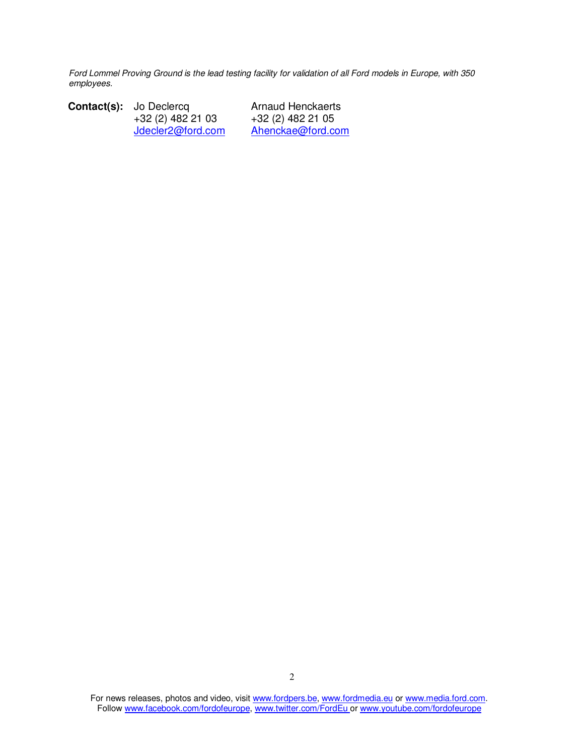*Ford Lommel Proving Ground is the lead testing facility for validation of all Ford models in Europe, with 350 employees.*

| | | |
|---|---|---|
| **Contact(s):** | Jo Declercq | Arnaud Henckaerts |
| | +32 (2) 482 21 03 | +32 (2) 482 21 05 |
| | Jdecler2@ford.com | Ahenckae@ford.com |

For news releases, photos and video, visit www.fordpers.be, www.fordmedia.eu or www.media.ford.com.
Follow www.facebook.com/fordofeurope, www.twitter.com/FordEu or www.youtube.com/fordofeurope